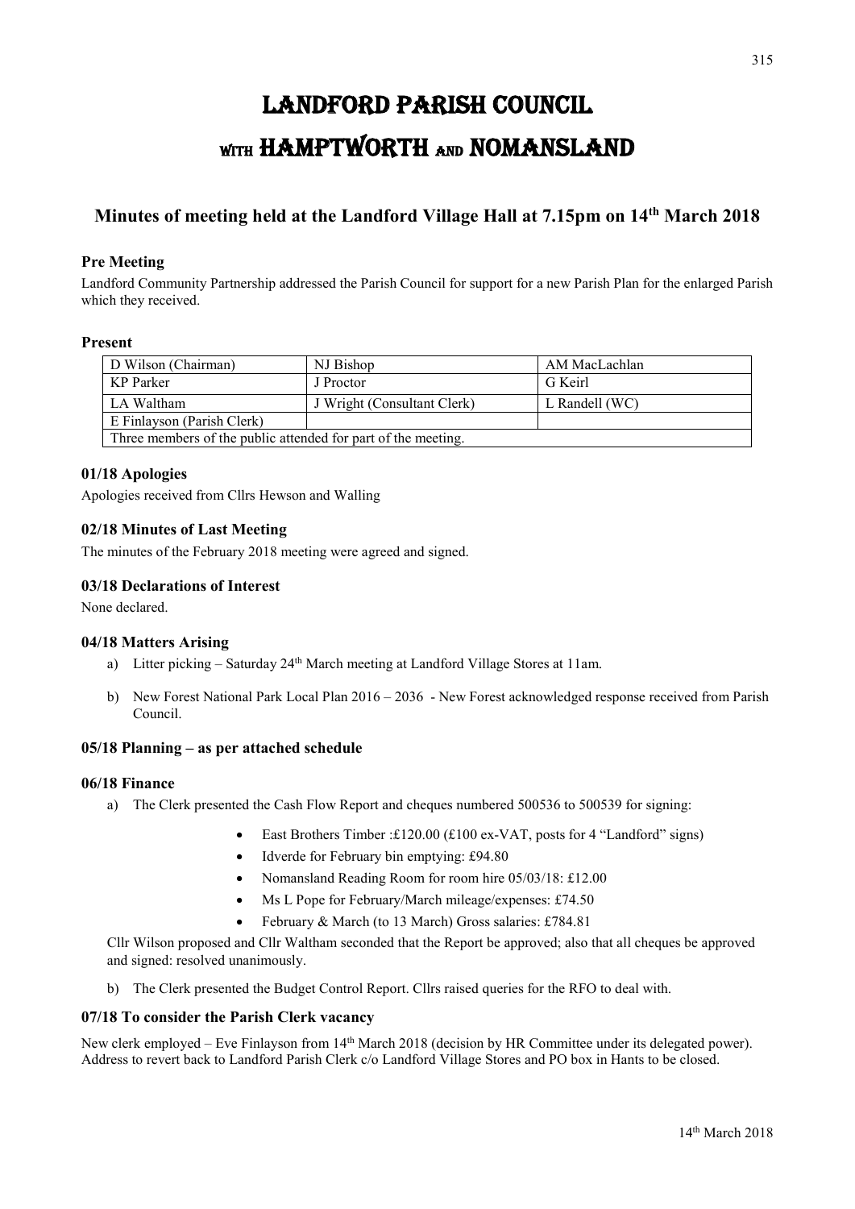// Landford Parish Council (with Hampworth and Nomansland); Minutes for meeting held on 14th March 2018. Extracted page text follows:

# LANDFORD PARISH COUNCIL

# WITH HAMPTWORTH AND NOMANSLAND

## Minutes of meeting held at the Landford Village Hall at 7.15pm on 14th March 2018

### Pre Meeting

Landford Community Partnership addressed the Parish Council for support for a new Parish Plan for the enlarged Parish which they received.

### Present

| D Wilson (Chairman) | NJ Bishop | AM MacLachlan |
|---|---|---|
| KP Parker | J Proctor | G Keirl |
| LA Waltham | J Wright (Consultant Clerk) | L Randell (WC) |
| E Finlayson (Parish Clerk) | | |
| Three members of the public attended for part of the meeting. | | |

### 01/18 Apologies

Apologies received from Cllrs Hewson and Walling

### 02/18 Minutes of Last Meeting

The minutes of the February 2018 meeting were agreed and signed.

### 03/18 Declarations of Interest

None declared.

### 04/18 Matters Arising

a) Litter picking – Saturday 24th March meeting at Landford Village Stores at 11am.

b) New Forest National Park Local Plan 2016 – 2036 - New Forest acknowledged response received from Parish Council.

### 05/18 Planning – as per attached schedule

### 06/18 Finance

a) The Clerk presented the Cash Flow Report and cheques numbered 500536 to 500539 for signing:

- East Brothers Timber :£120.00 (£100 ex-VAT, posts for 4 "Landford" signs)
- Idverde for February bin emptying: £94.80
- Nomansland Reading Room for room hire 05/03/18: £12.00
- Ms L Pope for February/March mileage/expenses: £74.50
- February & March (to 13 March) Gross salaries: £784.81

Cllr Wilson proposed and Cllr Waltham seconded that the Report be approved; also that all cheques be approved and signed: resolved unanimously.

b) The Clerk presented the Budget Control Report. Cllrs raised queries for the RFO to deal with.

### 07/18 To consider the Parish Clerk vacancy

New clerk employed – Eve Finlayson from 14th March 2018 (decision by HR Committee under its delegated power). Address to revert back to Landford Parish Clerk c/o Landford Village Stores and PO box in Hants to be closed.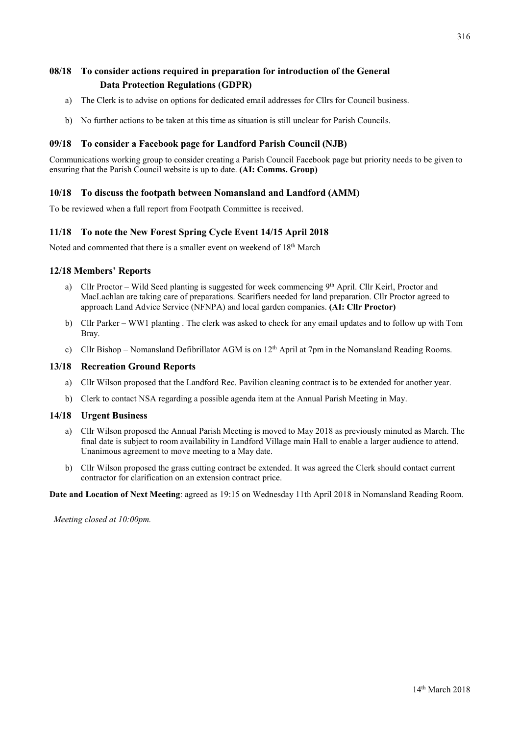## 08/18 To consider actions required in preparation for introduction of the General Data Protection Regulations (GDPR)

a) The Clerk is to advise on options for dedicated email addresses for Cllrs for Council business.

b) No further actions to be taken at this time as situation is still unclear for Parish Councils.

## 09/18 To consider a Facebook page for Landford Parish Council (NJB)

Communications working group to consider creating a Parish Council Facebook page but priority needs to be given to ensuring that the Parish Council website is up to date. **(AI: Comms. Group)**

## 10/18 To discuss the footpath between Nomansland and Landford (AMM)

To be reviewed when a full report from Footpath Committee is received.

## 11/18 To note the New Forest Spring Cycle Event 14/15 April 2018

Noted and commented that there is a smaller event on weekend of 18th March

## 12/18 Members' Reports

a) Cllr Proctor – Wild Seed planting is suggested for week commencing 9th April. Cllr Keirl, Proctor and MacLachlan are taking care of preparations. Scarifiers needed for land preparation. Cllr Proctor agreed to approach Land Advice Service (NFNPA) and local garden companies. **(AI: Cllr Proctor)**

b) Cllr Parker – WW1 planting . The clerk was asked to check for any email updates and to follow up with Tom Bray.

c) Cllr Bishop – Nomansland Defibrillator AGM is on 12th April at 7pm in the Nomansland Reading Rooms.

## 13/18 Recreation Ground Reports

a) Cllr Wilson proposed that the Landford Rec. Pavilion cleaning contract is to be extended for another year.

b) Clerk to contact NSA regarding a possible agenda item at the Annual Parish Meeting in May.

## 14/18 Urgent Business

a) Cllr Wilson proposed the Annual Parish Meeting is moved to May 2018 as previously minuted as March. The final date is subject to room availability in Landford Village main Hall to enable a larger audience to attend. Unanimous agreement to move meeting to a May date.

b) Cllr Wilson proposed the grass cutting contract be extended. It was agreed the Clerk should contact current contractor for clarification on an extension contract price.

**Date and Location of Next Meeting**: agreed as 19:15 on Wednesday 11th April 2018 in Nomansland Reading Room.

*Meeting closed at 10:00pm.*